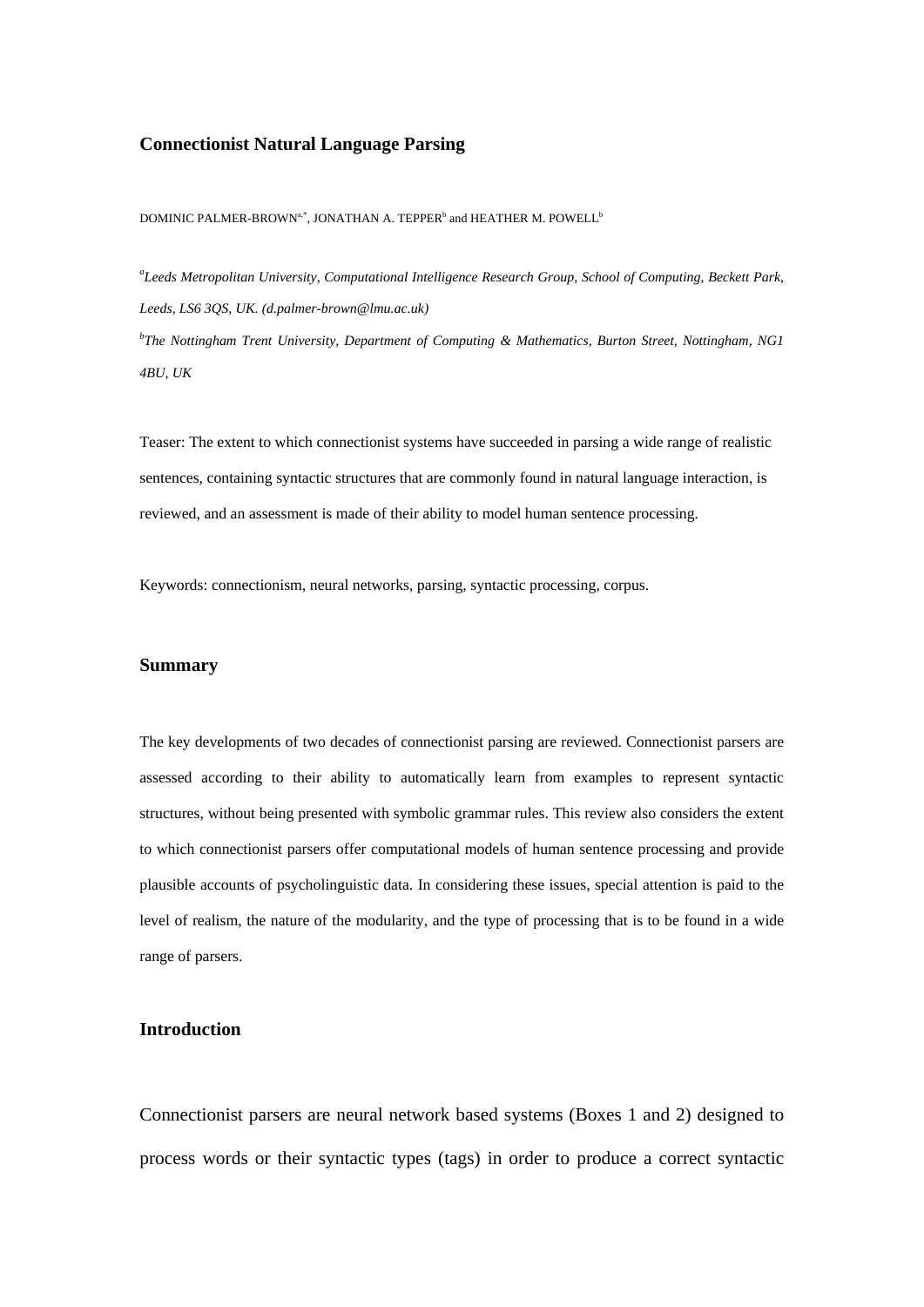# Connectionist Natural Language Parsing

DOMINIC PALMER-BROWN[a,*], JONATHAN A. TEPPER[b] and HEATHER M. POWELL[b]

[a]*Leeds Metropolitan University, Computational Intelligence Research Group, School of Computing, Beckett Park, Leeds, LS6 3QS, UK. (d.palmer-brown@lmu.ac.uk)*

[b]*The Nottingham Trent University, Department of Computing & Mathematics, Burton Street, Nottingham, NG1 4BU, UK*

Teaser: The extent to which connectionist systems have succeeded in parsing a wide range of realistic sentences, containing syntactic structures that are commonly found in natural language interaction, is reviewed, and an assessment is made of their ability to model human sentence processing.

Keywords: connectionism, neural networks, parsing, syntactic processing, corpus.

## Summary

The key developments of two decades of connectionist parsing are reviewed. Connectionist parsers are assessed according to their ability to automatically learn from examples to represent syntactic structures, without being presented with symbolic grammar rules. This review also considers the extent to which connectionist parsers offer computational models of human sentence processing and provide plausible accounts of psycholinguistic data. In considering these issues, special attention is paid to the level of realism, the nature of the modularity, and the type of processing that is to be found in a wide range of parsers.

## Introduction

Connectionist parsers are neural network based systems (Boxes 1 and 2) designed to process words or their syntactic types (tags) in order to produce a correct syntactic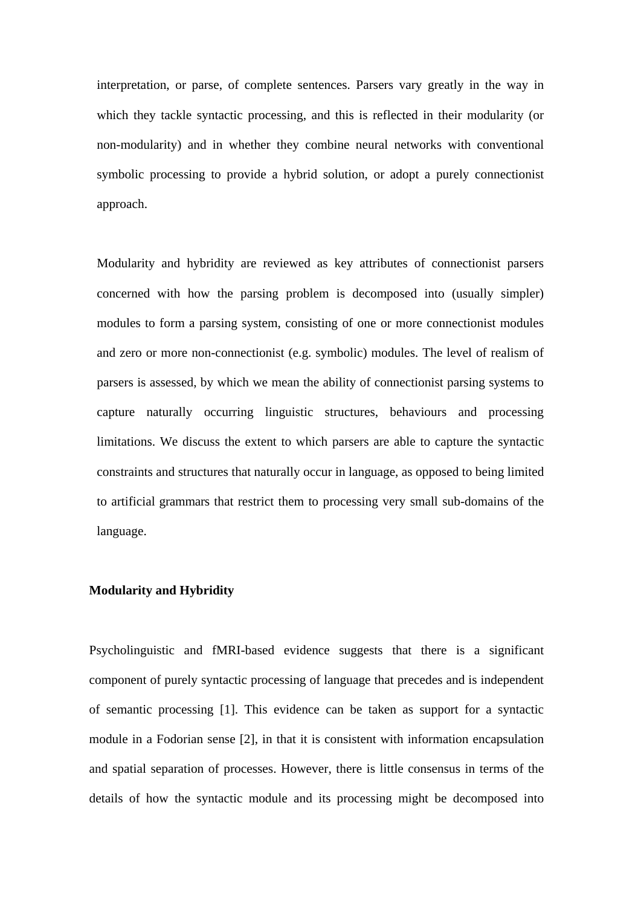interpretation, or parse, of complete sentences. Parsers vary greatly in the way in which they tackle syntactic processing, and this is reflected in their modularity (or non-modularity) and in whether they combine neural networks with conventional symbolic processing to provide a hybrid solution, or adopt a purely connectionist approach.

Modularity and hybridity are reviewed as key attributes of connectionist parsers concerned with how the parsing problem is decomposed into (usually simpler) modules to form a parsing system, consisting of one or more connectionist modules and zero or more non-connectionist (e.g. symbolic) modules. The level of realism of parsers is assessed, by which we mean the ability of connectionist parsing systems to capture naturally occurring linguistic structures, behaviours and processing limitations. We discuss the extent to which parsers are able to capture the syntactic constraints and structures that naturally occur in language, as opposed to being limited to artificial grammars that restrict them to processing very small sub-domains of the language.

## Modularity and Hybridity

Psycholinguistic and fMRI-based evidence suggests that there is a significant component of purely syntactic processing of language that precedes and is independent of semantic processing [1]. This evidence can be taken as support for a syntactic module in a Fodorian sense [2], in that it is consistent with information encapsulation and spatial separation of processes. However, there is little consensus in terms of the details of how the syntactic module and its processing might be decomposed into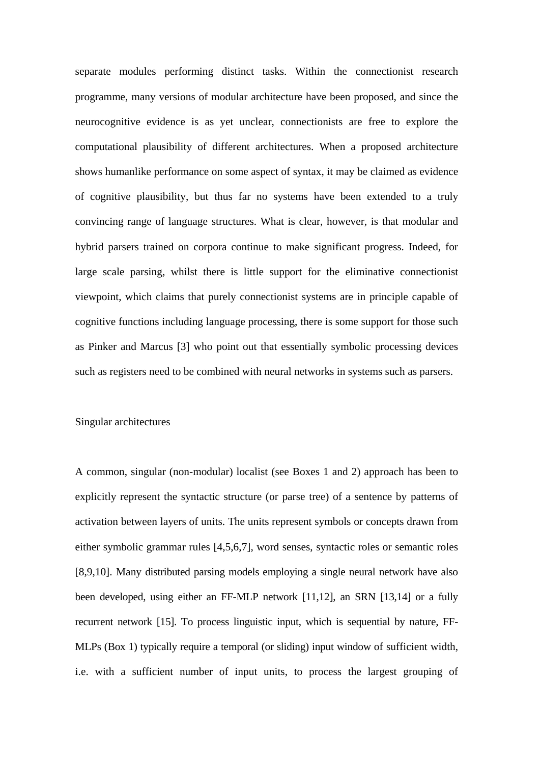separate modules performing distinct tasks. Within the connectionist research programme, many versions of modular architecture have been proposed, and since the neurocognitive evidence is as yet unclear, connectionists are free to explore the computational plausibility of different architectures. When a proposed architecture shows humanlike performance on some aspect of syntax, it may be claimed as evidence of cognitive plausibility, but thus far no systems have been extended to a truly convincing range of language structures. What is clear, however, is that modular and hybrid parsers trained on corpora continue to make significant progress. Indeed, for large scale parsing, whilst there is little support for the eliminative connectionist viewpoint, which claims that purely connectionist systems are in principle capable of cognitive functions including language processing, there is some support for those such as Pinker and Marcus [3] who point out that essentially symbolic processing devices such as registers need to be combined with neural networks in systems such as parsers.

## Singular architectures

A common, singular (non-modular) localist (see Boxes 1 and 2) approach has been to explicitly represent the syntactic structure (or parse tree) of a sentence by patterns of activation between layers of units. The units represent symbols or concepts drawn from either symbolic grammar rules [4,5,6,7], word senses, syntactic roles or semantic roles [8,9,10]. Many distributed parsing models employing a single neural network have also been developed, using either an FF-MLP network [11,12], an SRN [13,14] or a fully recurrent network [15]. To process linguistic input, which is sequential by nature, FF-MLPs (Box 1) typically require a temporal (or sliding) input window of sufficient width, i.e. with a sufficient number of input units, to process the largest grouping of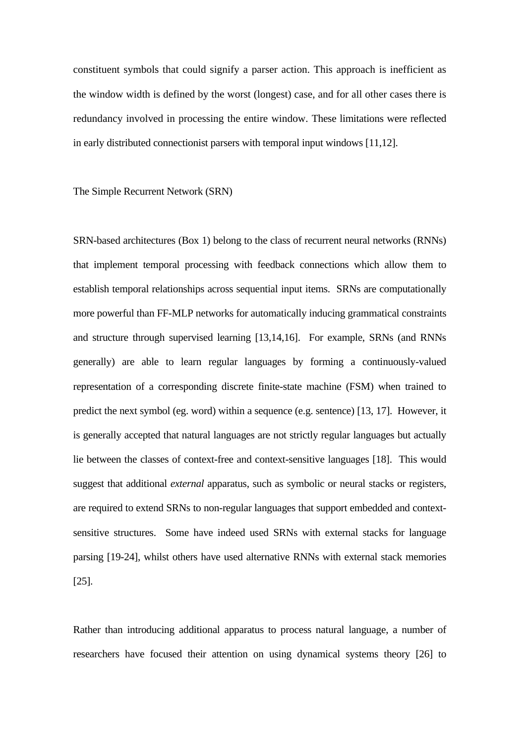constituent symbols that could signify a parser action. This approach is inefficient as the window width is defined by the worst (longest) case, and for all other cases there is redundancy involved in processing the entire window. These limitations were reflected in early distributed connectionist parsers with temporal input windows [11,12].

## The Simple Recurrent Network (SRN)

SRN-based architectures (Box 1) belong to the class of recurrent neural networks (RNNs) that implement temporal processing with feedback connections which allow them to establish temporal relationships across sequential input items. SRNs are computationally more powerful than FF-MLP networks for automatically inducing grammatical constraints and structure through supervised learning [13,14,16]. For example, SRNs (and RNNs generally) are able to learn regular languages by forming a continuously-valued representation of a corresponding discrete finite-state machine (FSM) when trained to predict the next symbol (eg. word) within a sequence (e.g. sentence) [13, 17]. However, it is generally accepted that natural languages are not strictly regular languages but actually lie between the classes of context-free and context-sensitive languages [18]. This would suggest that additional *external* apparatus, such as symbolic or neural stacks or registers, are required to extend SRNs to non-regular languages that support embedded and context-sensitive structures. Some have indeed used SRNs with external stacks for language parsing [19-24], whilst others have used alternative RNNs with external stack memories [25].

Rather than introducing additional apparatus to process natural language, a number of researchers have focused their attention on using dynamical systems theory [26] to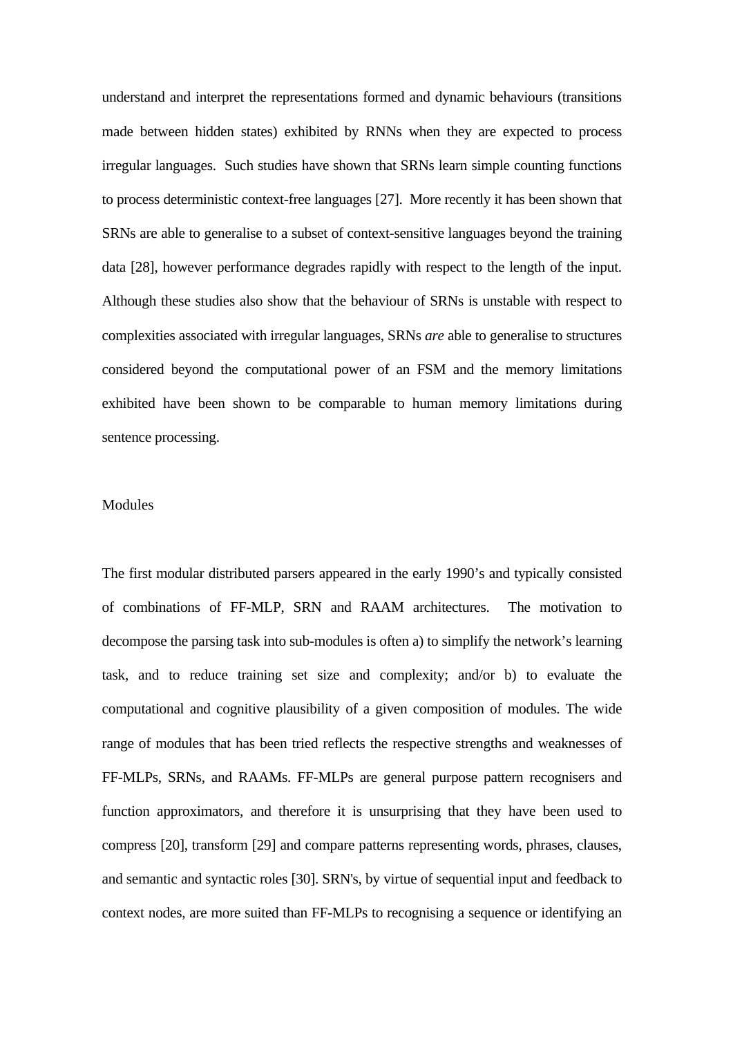understand and interpret the representations formed and dynamic behaviours (transitions made between hidden states) exhibited by RNNs when they are expected to process irregular languages. Such studies have shown that SRNs learn simple counting functions to process deterministic context-free languages [27]. More recently it has been shown that SRNs are able to generalise to a subset of context-sensitive languages beyond the training data [28], however performance degrades rapidly with respect to the length of the input. Although these studies also show that the behaviour of SRNs is unstable with respect to complexities associated with irregular languages, SRNs *are* able to generalise to structures considered beyond the computational power of an FSM and the memory limitations exhibited have been shown to be comparable to human memory limitations during sentence processing.

## Modules

The first modular distributed parsers appeared in the early 1990's and typically consisted of combinations of FF-MLP, SRN and RAAM architectures. The motivation to decompose the parsing task into sub-modules is often a) to simplify the network's learning task, and to reduce training set size and complexity; and/or b) to evaluate the computational and cognitive plausibility of a given composition of modules. The wide range of modules that has been tried reflects the respective strengths and weaknesses of FF-MLPs, SRNs, and RAAMs. FF-MLPs are general purpose pattern recognisers and function approximators, and therefore it is unsurprising that they have been used to compress [20], transform [29] and compare patterns representing words, phrases, clauses, and semantic and syntactic roles [30]. SRN's, by virtue of sequential input and feedback to context nodes, are more suited than FF-MLPs to recognising a sequence or identifying an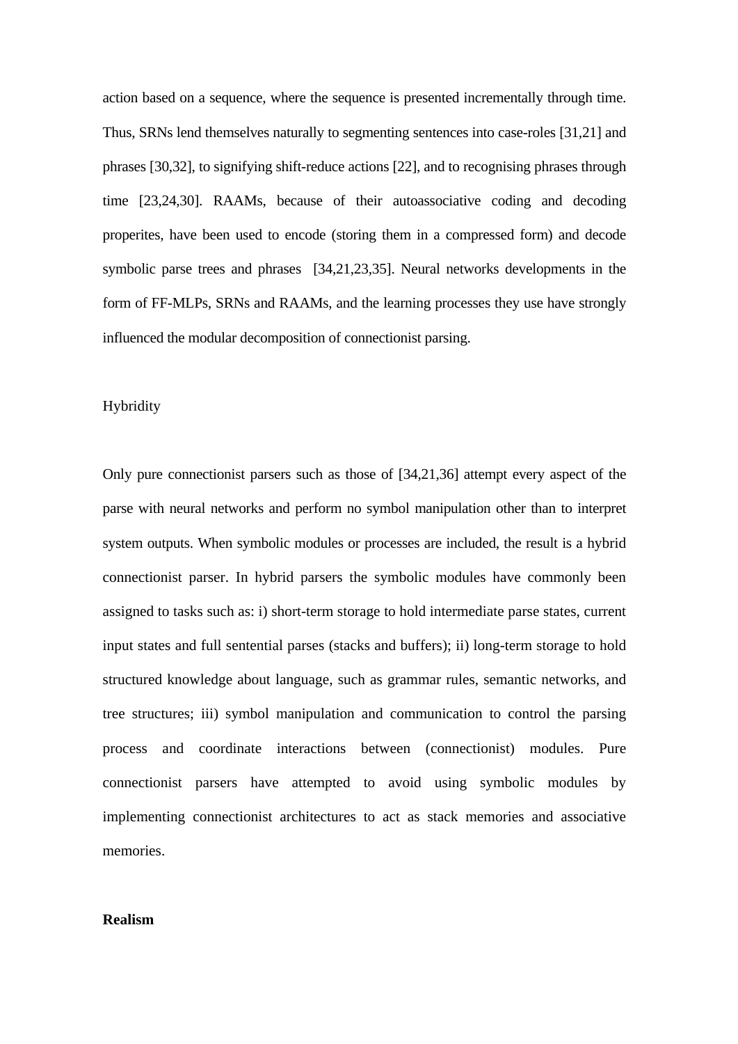action based on a sequence, where the sequence is presented incrementally through time. Thus, SRNs lend themselves naturally to segmenting sentences into case-roles [31,21] and phrases [30,32], to signifying shift-reduce actions [22], and to recognising phrases through time [23,24,30]. RAAMs, because of their autoassociative coding and decoding properites, have been used to encode (storing them in a compressed form) and decode symbolic parse trees and phrases [34,21,23,35]. Neural networks developments in the form of FF-MLPs, SRNs and RAAMs, and the learning processes they use have strongly influenced the modular decomposition of connectionist parsing.

Hybridity

Only pure connectionist parsers such as those of [34,21,36] attempt every aspect of the parse with neural networks and perform no symbol manipulation other than to interpret system outputs. When symbolic modules or processes are included, the result is a hybrid connectionist parser. In hybrid parsers the symbolic modules have commonly been assigned to tasks such as: i) short-term storage to hold intermediate parse states, current input states and full sentential parses (stacks and buffers); ii) long-term storage to hold structured knowledge about language, such as grammar rules, semantic networks, and tree structures; iii) symbol manipulation and communication to control the parsing process and coordinate interactions between (connectionist) modules. Pure connectionist parsers have attempted to avoid using symbolic modules by implementing connectionist architectures to act as stack memories and associative memories.

**Realism**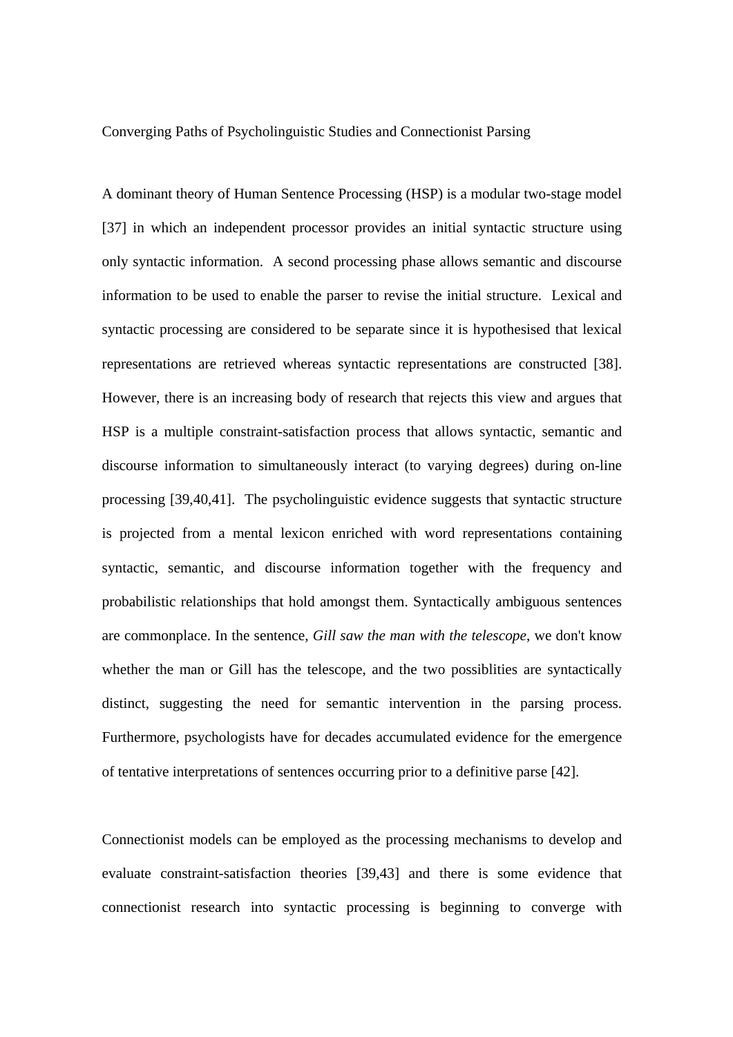## Converging Paths of Psycholinguistic Studies and Connectionist Parsing

A dominant theory of Human Sentence Processing (HSP) is a modular two-stage model [37] in which an independent processor provides an initial syntactic structure using only syntactic information. A second processing phase allows semantic and discourse information to be used to enable the parser to revise the initial structure. Lexical and syntactic processing are considered to be separate since it is hypothesised that lexical representations are retrieved whereas syntactic representations are constructed [38]. However, there is an increasing body of research that rejects this view and argues that HSP is a multiple constraint-satisfaction process that allows syntactic, semantic and discourse information to simultaneously interact (to varying degrees) during on-line processing [39,40,41]. The psycholinguistic evidence suggests that syntactic structure is projected from a mental lexicon enriched with word representations containing syntactic, semantic, and discourse information together with the frequency and probabilistic relationships that hold amongst them. Syntactically ambiguous sentences are commonplace. In the sentence, *Gill saw the man with the telescope*, we don't know whether the man or Gill has the telescope, and the two possiblities are syntactically distinct, suggesting the need for semantic intervention in the parsing process. Furthermore, psychologists have for decades accumulated evidence for the emergence of tentative interpretations of sentences occurring prior to a definitive parse [42].

Connectionist models can be employed as the processing mechanisms to develop and evaluate constraint-satisfaction theories [39,43] and there is some evidence that connectionist research into syntactic processing is beginning to converge with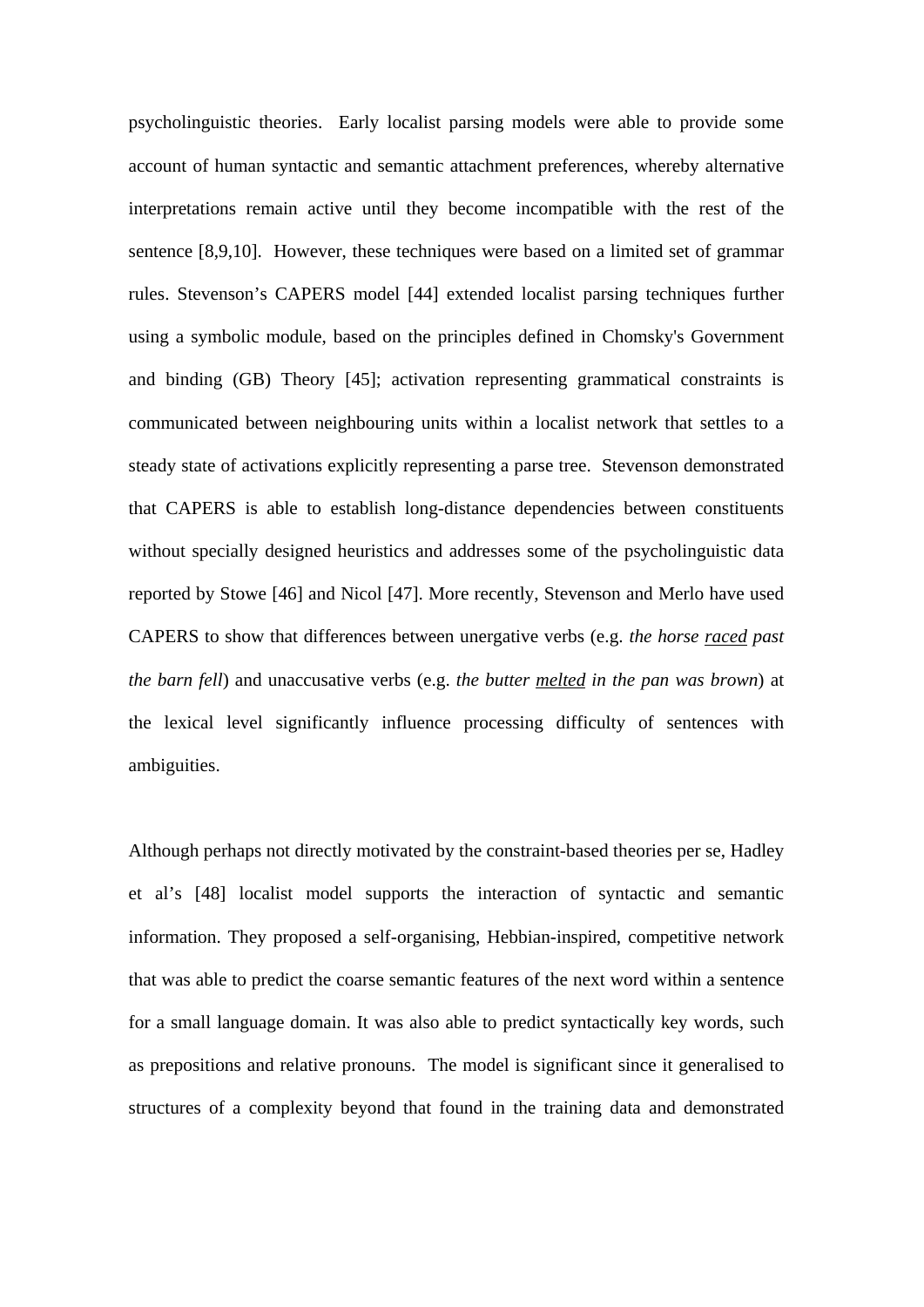psycholinguistic theories. Early localist parsing models were able to provide some account of human syntactic and semantic attachment preferences, whereby alternative interpretations remain active until they become incompatible with the rest of the sentence [8,9,10]. However, these techniques were based on a limited set of grammar rules. Stevenson's CAPERS model [44] extended localist parsing techniques further using a symbolic module, based on the principles defined in Chomsky's Government and binding (GB) Theory [45]; activation representing grammatical constraints is communicated between neighbouring units within a localist network that settles to a steady state of activations explicitly representing a parse tree. Stevenson demonstrated that CAPERS is able to establish long-distance dependencies between constituents without specially designed heuristics and addresses some of the psycholinguistic data reported by Stowe [46] and Nicol [47]. More recently, Stevenson and Merlo have used CAPERS to show that differences between unergative verbs (e.g. *the horse <u>raced</u> past the barn fell*) and unaccusative verbs (e.g. *the butter <u>melted</u> in the pan was brown*) at the lexical level significantly influence processing difficulty of sentences with ambiguities.

Although perhaps not directly motivated by the constraint-based theories per se, Hadley et al's [48] localist model supports the interaction of syntactic and semantic information. They proposed a self-organising, Hebbian-inspired, competitive network that was able to predict the coarse semantic features of the next word within a sentence for a small language domain. It was also able to predict syntactically key words, such as prepositions and relative pronouns. The model is significant since it generalised to structures of a complexity beyond that found in the training data and demonstrated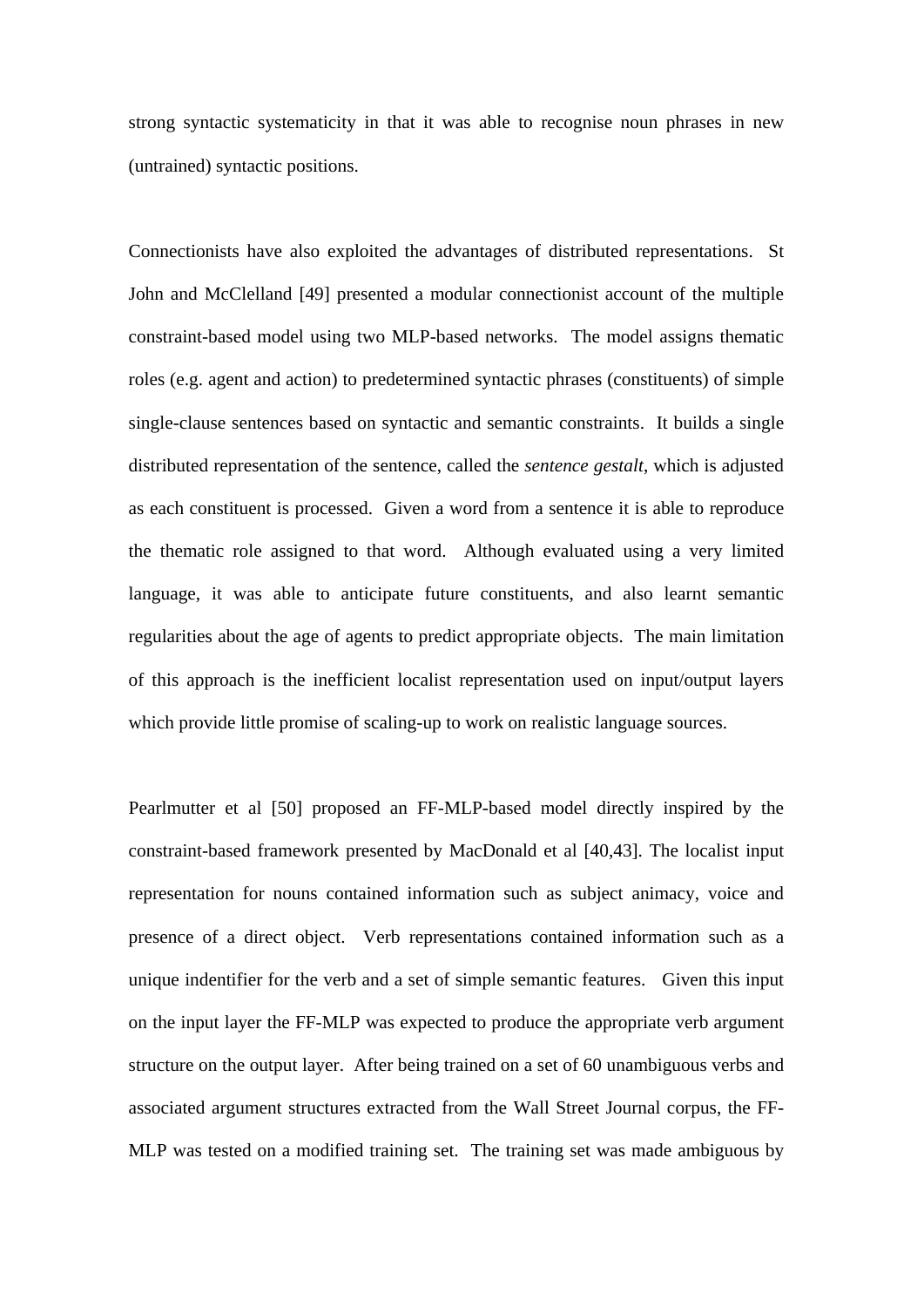strong syntactic systematicity in that it was able to recognise noun phrases in new (untrained) syntactic positions.

Connectionists have also exploited the advantages of distributed representations. St John and McClelland [49] presented a modular connectionist account of the multiple constraint-based model using two MLP-based networks. The model assigns thematic roles (e.g. agent and action) to predetermined syntactic phrases (constituents) of simple single-clause sentences based on syntactic and semantic constraints. It builds a single distributed representation of the sentence, called the *sentence gestalt*, which is adjusted as each constituent is processed. Given a word from a sentence it is able to reproduce the thematic role assigned to that word. Although evaluated using a very limited language, it was able to anticipate future constituents, and also learnt semantic regularities about the age of agents to predict appropriate objects. The main limitation of this approach is the inefficient localist representation used on input/output layers which provide little promise of scaling-up to work on realistic language sources.

Pearlmutter et al [50] proposed an FF-MLP-based model directly inspired by the constraint-based framework presented by MacDonald et al [40,43]. The localist input representation for nouns contained information such as subject animacy, voice and presence of a direct object. Verb representations contained information such as a unique indentifier for the verb and a set of simple semantic features. Given this input on the input layer the FF-MLP was expected to produce the appropriate verb argument structure on the output layer. After being trained on a set of 60 unambiguous verbs and associated argument structures extracted from the Wall Street Journal corpus, the FF-MLP was tested on a modified training set. The training set was made ambiguous by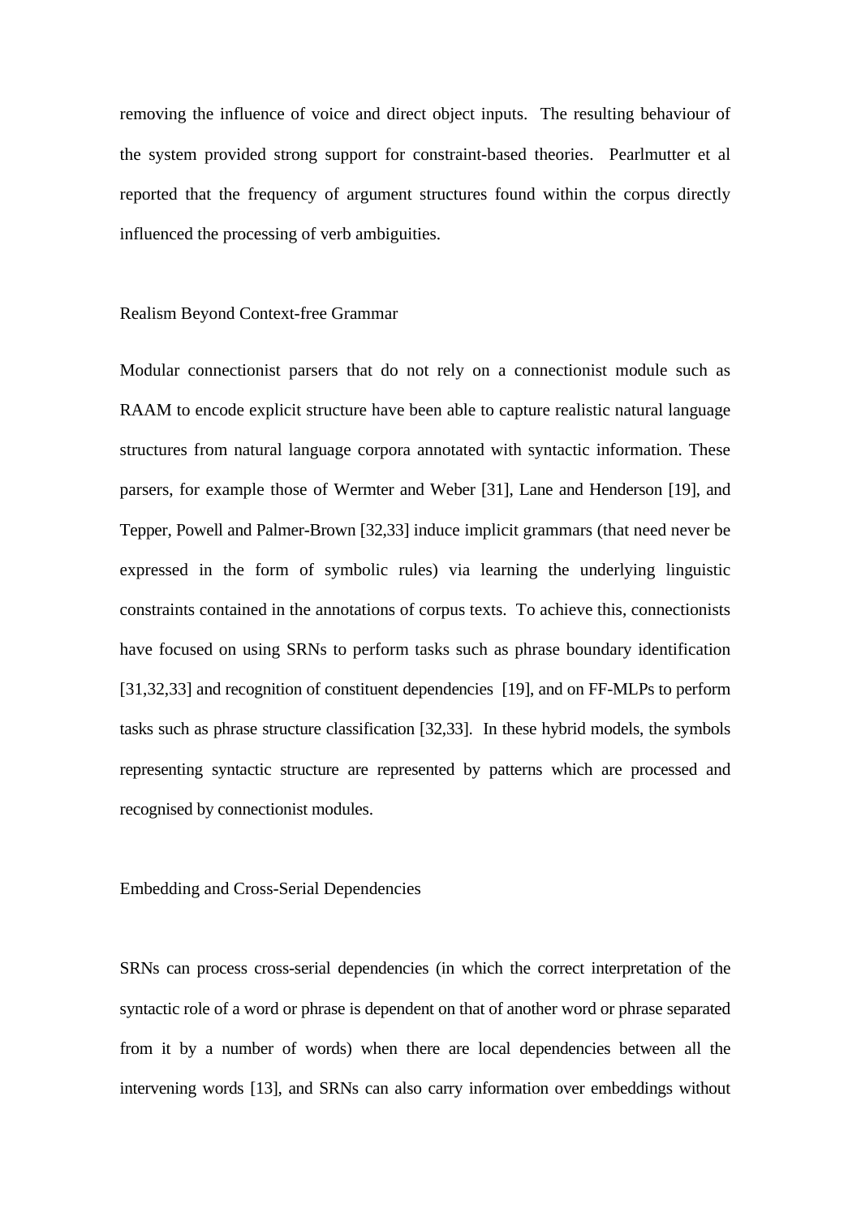removing the influence of voice and direct object inputs. The resulting behaviour of the system provided strong support for constraint-based theories. Pearlmutter et al reported that the frequency of argument structures found within the corpus directly influenced the processing of verb ambiguities.

## Realism Beyond Context-free Grammar

Modular connectionist parsers that do not rely on a connectionist module such as RAAM to encode explicit structure have been able to capture realistic natural language structures from natural language corpora annotated with syntactic information. These parsers, for example those of Wermter and Weber [31], Lane and Henderson [19], and Tepper, Powell and Palmer-Brown [32,33] induce implicit grammars (that need never be expressed in the form of symbolic rules) via learning the underlying linguistic constraints contained in the annotations of corpus texts. To achieve this, connectionists have focused on using SRNs to perform tasks such as phrase boundary identification [31,32,33] and recognition of constituent dependencies [19], and on FF-MLPs to perform tasks such as phrase structure classification [32,33]. In these hybrid models, the symbols representing syntactic structure are represented by patterns which are processed and recognised by connectionist modules.

## Embedding and Cross-Serial Dependencies

SRNs can process cross-serial dependencies (in which the correct interpretation of the syntactic role of a word or phrase is dependent on that of another word or phrase separated from it by a number of words) when there are local dependencies between all the intervening words [13], and SRNs can also carry information over embeddings without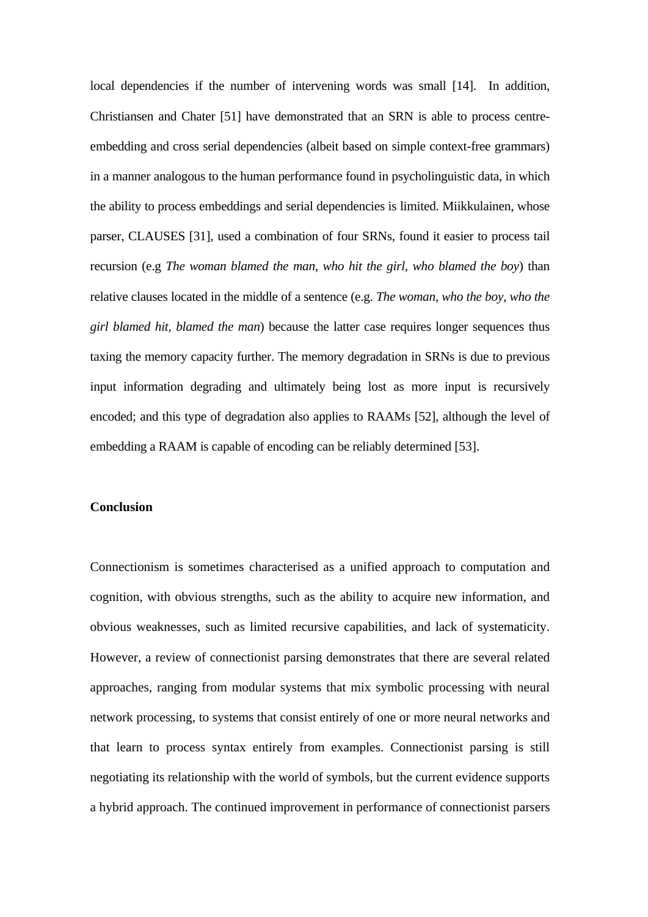local dependencies if the number of intervening words was small [14]. In addition, Christiansen and Chater [51] have demonstrated that an SRN is able to process centre-embedding and cross serial dependencies (albeit based on simple context-free grammars) in a manner analogous to the human performance found in psycholinguistic data, in which the ability to process embeddings and serial dependencies is limited. Miikkulainen, whose parser, CLAUSES [31], used a combination of four SRNs, found it easier to process tail recursion (e.g *The woman blamed the man, who hit the girl, who blamed the boy*) than relative clauses located in the middle of a sentence (e.g. *The woman, who the boy, who the girl blamed hit, blamed the man*) because the latter case requires longer sequences thus taxing the memory capacity further. The memory degradation in SRNs is due to previous input information degrading and ultimately being lost as more input is recursively encoded; and this type of degradation also applies to RAAMs [52], although the level of embedding a RAAM is capable of encoding can be reliably determined [53].

**Conclusion**

Connectionism is sometimes characterised as a unified approach to computation and cognition, with obvious strengths, such as the ability to acquire new information, and obvious weaknesses, such as limited recursive capabilities, and lack of systematicity. However, a review of connectionist parsing demonstrates that there are several related approaches, ranging from modular systems that mix symbolic processing with neural network processing, to systems that consist entirely of one or more neural networks and that learn to process syntax entirely from examples. Connectionist parsing is still negotiating its relationship with the world of symbols, but the current evidence supports a hybrid approach. The continued improvement in performance of connectionist parsers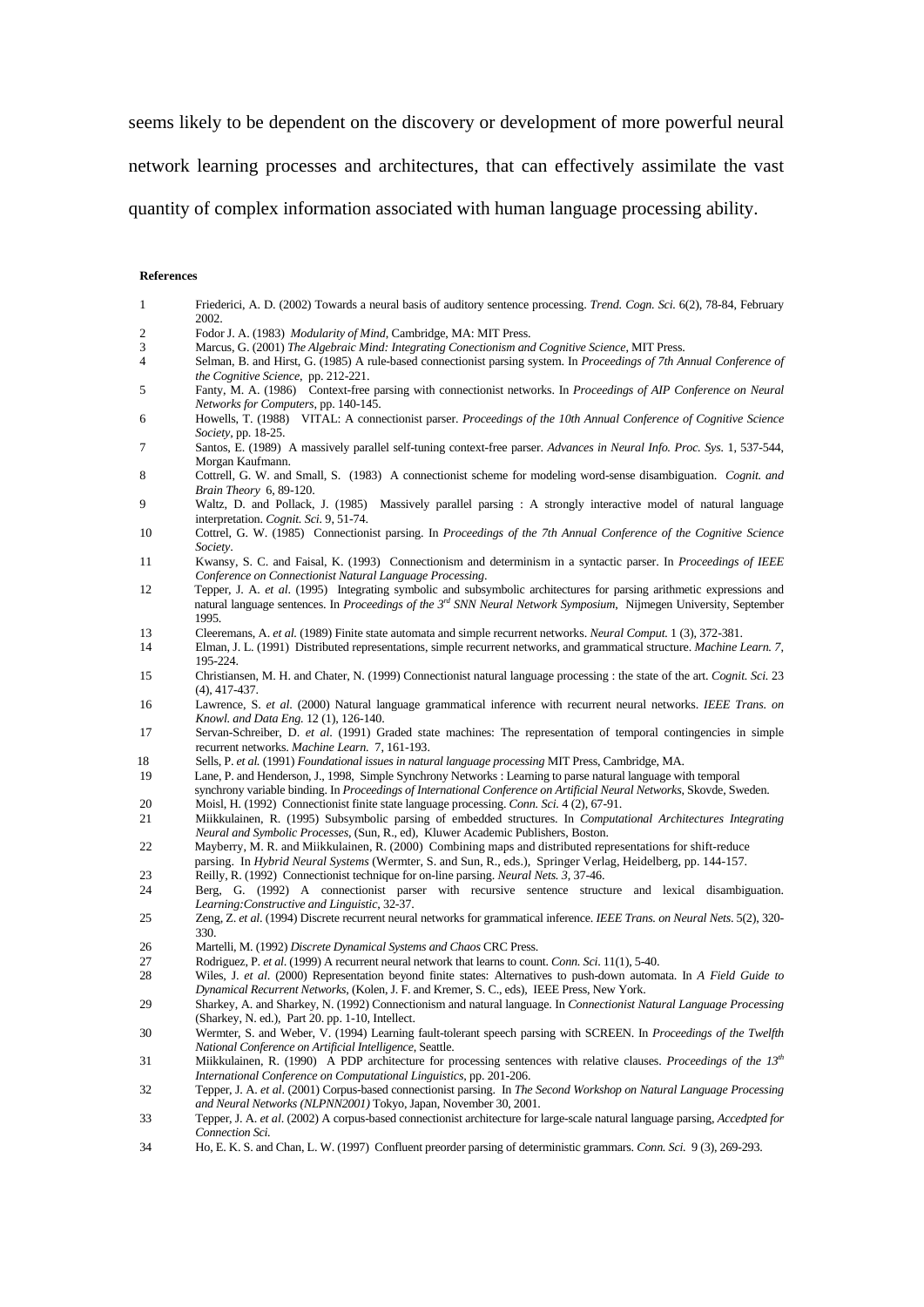seems likely to be dependent on the discovery or development of more powerful neural network learning processes and architectures, that can effectively assimilate the vast quantity of complex information associated with human language processing ability.

**References**

1. Friederici, A. D. (2002) Towards a neural basis of auditory sentence processing. *Trend. Cogn. Sci.* 6(2), 78-84, February 2002.
2. Fodor J. A. (1983) *Modularity of Mind*, Cambridge, MA: MIT Press.
3. Marcus, G. (2001) *The Algebraic Mind: Integrating Conectionism and Cognitive Science*, MIT Press.
4. Selman, B. and Hirst, G. (1985) A rule-based connectionist parsing system. In *Proceedings of 7th Annual Conference of the Cognitive Science*, pp. 212-221.
5. Fanty, M. A. (1986) Context-free parsing with connectionist networks. In *Proceedings of AIP Conference on Neural Networks for Computers*, pp. 140-145.
6. Howells, T. (1988) VITAL: A connectionist parser. *Proceedings of the 10th Annual Conference of Cognitive Science Society*, pp. 18-25.
7. Santos, E. (1989) A massively parallel self-tuning context-free parser. *Advances in Neural Info. Proc. Sys.* 1, 537-544, Morgan Kaufmann.
8. Cottrell, G. W. and Small, S. (1983) A connectionist scheme for modeling word-sense disambiguation. *Cognit. and Brain Theory* 6, 89-120.
9. Waltz, D. and Pollack, J. (1985) Massively parallel parsing : A strongly interactive model of natural language interpretation. *Cognit. Sci.* 9, 51-74.
10. Cottrel, G. W. (1985) Connectionist parsing. In *Proceedings of the 7th Annual Conference of the Cognitive Science Society*.
11. Kwansy, S. C. and Faisal, K. (1993) Connectionism and determinism in a syntactic parser. In *Proceedings of IEEE Conference on Connectionist Natural Language Processing*.
12. Tepper, J. A. *et al*. (1995) Integrating symbolic and subsymbolic architectures for parsing arithmetic expressions and natural language sentences. In *Proceedings of the 3rd SNN Neural Network Symposium*, Nijmegen University, September 1995.
13. Cleeremans, A. *et al.* (1989) Finite state automata and simple recurrent networks. *Neural Comput.* 1 (3), 372-381.
14. Elman, J. L. (1991) Distributed representations, simple recurrent networks, and grammatical structure. *Machine Learn. 7*, 195-224.
15. Christiansen, M. H. and Chater, N. (1999) Connectionist natural language processing : the state of the art. *Cognit. Sci.* 23 (4), 417-437.
16. Lawrence, S. *et al*. (2000) Natural language grammatical inference with recurrent neural networks. *IEEE Trans. on Knowl. and Data Eng.* 12 (1), 126-140.
17. Servan-Schreiber, D. *et al*. (1991) Graded state machines: The representation of temporal contingencies in simple recurrent networks. *Machine Learn. 7*, 161-193.
18. Sells, P. *et al.* (1991) *Foundational issues in natural language processing* MIT Press, Cambridge, MA.
19. Lane, P. and Henderson, J., 1998, Simple Synchrony Networks : Learning to parse natural language with temporal synchrony variable binding. In *Proceedings of International Conference on Artificial Neural Networks*, Skovde, Sweden.
20. Moisl, H. (1992) Connectionist finite state language processing. *Conn. Sci.* 4 (2), 67-91.
21. Miikkulainen, R. (1995) Subsymbolic parsing of embedded structures. In *Computational Architectures Integrating Neural and Symbolic Processes*, (Sun, R., ed), Kluwer Academic Publishers, Boston.
22. Mayberry, M. R. and Miikkulainen, R. (2000) Combining maps and distributed representations for shift-reduce parsing. In *Hybrid Neural Systems* (Wermter, S. and Sun, R., eds.), Springer Verlag, Heidelberg, pp. 144-157.
23. Reilly, R. (1992) Connectionist technique for on-line parsing. *Neural Nets. 3*, 37-46.
24. Berg, G. (1992) A connectionist parser with recursive sentence structure and lexical disambiguation. *Learning:Constructive and Linguistic*, 32-37.
25. Zeng, Z. *et al*. (1994) Discrete recurrent neural networks for grammatical inference. *IEEE Trans. on Neural Nets*. 5(2), 320-330.
26. Martelli, M. (1992) *Discrete Dynamical Systems and Chaos* CRC Press.
27. Rodriguez, P. *et al*. (1999) A recurrent neural network that learns to count. *Conn. Sci*. 11(1), 5-40.
28. Wiles, J. *et al*. (2000) Representation beyond finite states: Alternatives to push-down automata. In *A Field Guide to Dynamical Recurrent Networks*, (Kolen, J. F. and Kremer, S. C., eds), IEEE Press, New York.
29. Sharkey, A. and Sharkey, N. (1992) Connectionism and natural language. In *Connectionist Natural Language Processing* (Sharkey, N. ed.), Part 20. pp. 1-10, Intellect.
30. Wermter, S. and Weber, V. (1994) Learning fault-tolerant speech parsing with SCREEN. In *Proceedings of the Twelfth National Conference on Artificial Intelligence*, Seattle.
31. Miikkulainen, R. (1990) A PDP architecture for processing sentences with relative clauses. *Proceedings of the 13th International Conference on Computational Linguistics*, pp. 201-206.
32. Tepper, J. A. *et al*. (2001) Corpus-based connectionist parsing. In *The Second Workshop on Natural Language Processing and Neural Networks (NLPNN2001)* Tokyo, Japan, November 30, 2001.
33. Tepper, J. A. *et al*. (2002) A corpus-based connectionist architecture for large-scale natural language parsing, *Accedpted for Connection Sci.*
34. Ho, E. K. S. and Chan, L. W. (1997) Confluent preorder parsing of deterministic grammars. *Conn. Sci.* 9 (3), 269-293.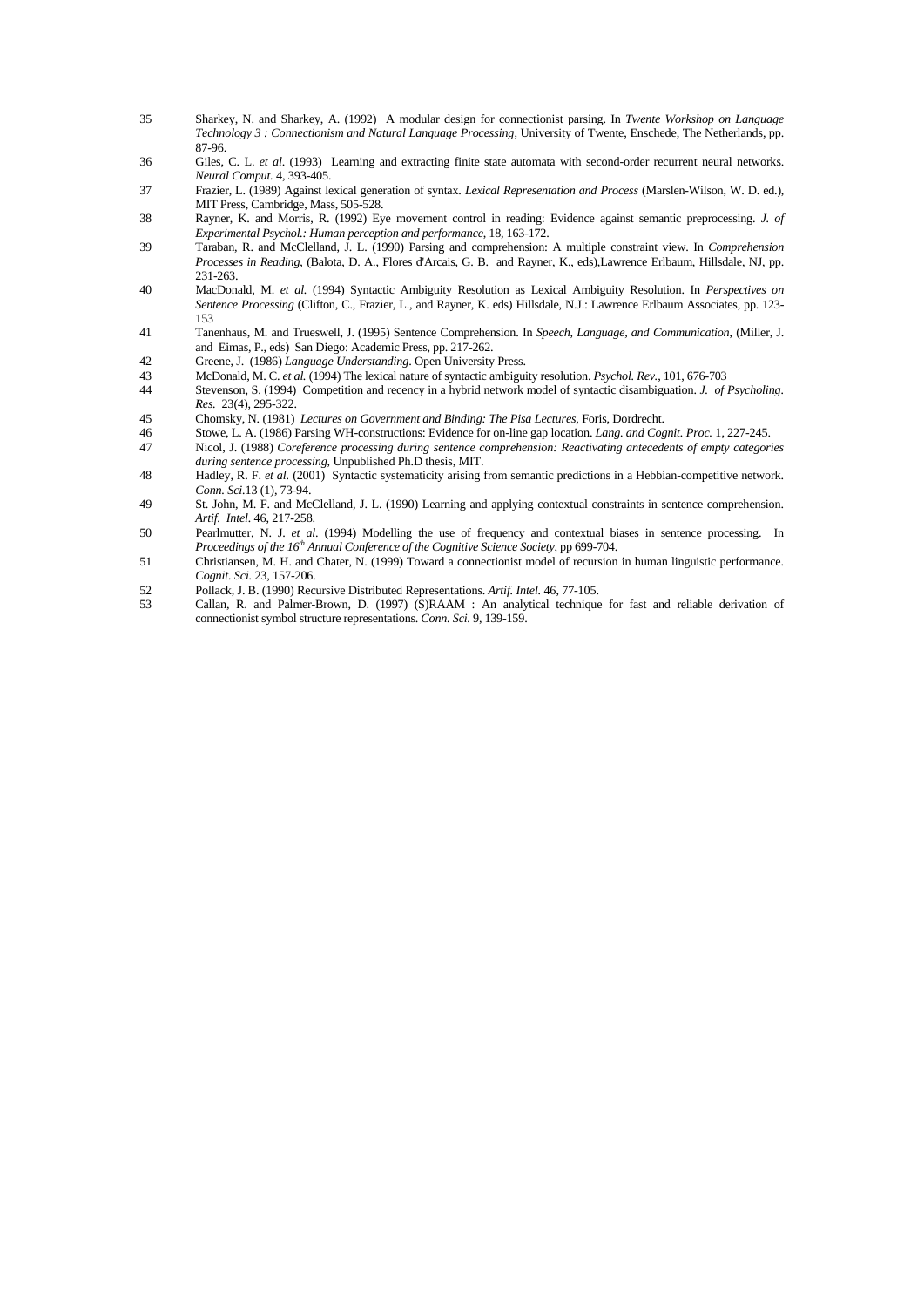35 Sharkey, N. and Sharkey, A. (1992) A modular design for connectionist parsing. In *Twente Workshop on Language Technology 3 : Connectionism and Natural Language Processing*, University of Twente, Enschede, The Netherlands, pp. 87-96.

36 Giles, C. L. *et al*. (1993) Learning and extracting finite state automata with second-order recurrent neural networks. *Neural Comput.* 4, 393-405.

37 Frazier, L. (1989) Against lexical generation of syntax. *Lexical Representation and Process* (Marslen-Wilson, W. D. ed.), MIT Press, Cambridge, Mass, 505-528.

38 Rayner, K. and Morris, R. (1992) Eye movement control in reading: Evidence against semantic preprocessing. *J. of Experimental Psychol.: Human perception and performance*, 18, 163-172.

39 Taraban, R. and McClelland, J. L. (1990) Parsing and comprehension: A multiple constraint view. In *Comprehension Processes in Reading*, (Balota, D. A., Flores d'Arcais, G. B. and Rayner, K., eds),Lawrence Erlbaum, Hillsdale, NJ, pp. 231-263.

40 MacDonald, M. *et al.* (1994) Syntactic Ambiguity Resolution as Lexical Ambiguity Resolution. In *Perspectives on Sentence Processing* (Clifton, C., Frazier, L., and Rayner, K. eds) Hillsdale, N.J.: Lawrence Erlbaum Associates, pp. 123-153

41 Tanenhaus, M. and Trueswell, J. (1995) Sentence Comprehension. In *Speech, Language, and Communication*, (Miller, J. and Eimas, P., eds) San Diego: Academic Press, pp. 217-262.

42 Greene, J. (1986) *Language Understanding*. Open University Press.

43 McDonald, M. C. *et al.* (1994) The lexical nature of syntactic ambiguity resolution. *Psychol. Rev.*, 101, 676-703

44 Stevenson, S. (1994) Competition and recency in a hybrid network model of syntactic disambiguation. *J. of Psycholing. Res.* 23(4), 295-322.

45 Chomsky, N. (1981) *Lectures on Government and Binding: The Pisa Lectures*, Foris, Dordrecht.

46 Stowe, L. A. (1986) Parsing WH-constructions: Evidence for on-line gap location. *Lang. and Cognit. Proc.* 1, 227-245.

47 Nicol, J. (1988) *Coreference processing during sentence comprehension: Reactivating antecedents of empty categories during sentence processing*, Unpublished Ph.D thesis, MIT.

48 Hadley, R. F. *et al*. (2001) Syntactic systematicity arising from semantic predictions in a Hebbian-competitive network. *Conn. Sci.*13 (1), 73-94.

49 St. John, M. F. and McClelland, J. L. (1990) Learning and applying contextual constraints in sentence comprehension. *Artif. Intel.* 46, 217-258.

50 Pearlmutter, N. J. *et al*. (1994) Modelling the use of frequency and contextual biases in sentence processing. In *Proceedings of the 16th Annual Conference of the Cognitive Science Society*, pp 699-704.

51 Christiansen, M. H. and Chater, N. (1999) Toward a connectionist model of recursion in human linguistic performance. *Cognit. Sci.* 23, 157-206.

52 Pollack, J. B. (1990) Recursive Distributed Representations. *Artif. Intel.* 46, 77-105.

53 Callan, R. and Palmer-Brown, D. (1997) (S)RAAM : An analytical technique for fast and reliable derivation of connectionist symbol structure representations. *Conn. Sci.* 9, 139-159.